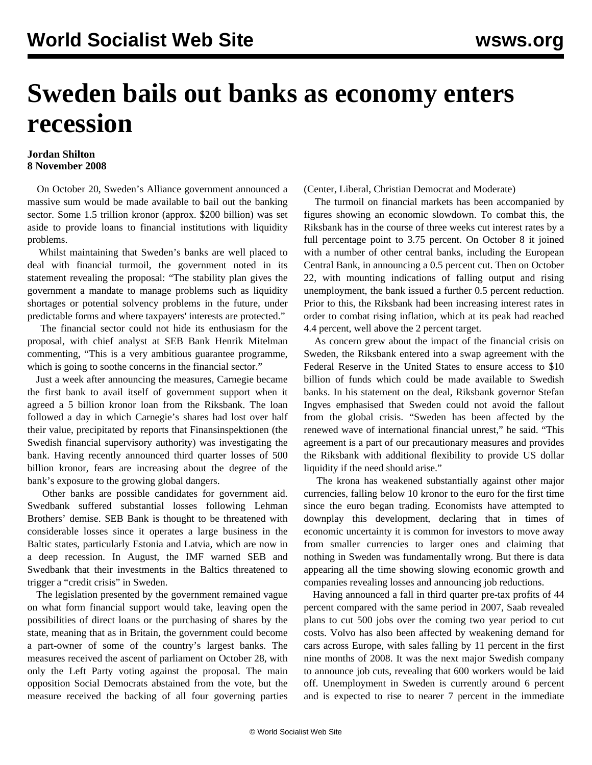# Sweden bails out banks as economy enters recession

**Jordan Shilton**
**8 November 2008**

On October 20, Sweden's Alliance government announced a massive sum would be made available to bail out the banking sector. Some 1.5 trillion kronor (approx. $200 billion) was set aside to provide loans to financial institutions with liquidity problems.

Whilst maintaining that Sweden's banks are well placed to deal with financial turmoil, the government noted in its statement revealing the proposal: "The stability plan gives the government a mandate to manage problems such as liquidity shortages or potential solvency problems in the future, under predictable forms and where taxpayers' interests are protected."

The financial sector could not hide its enthusiasm for the proposal, with chief analyst at SEB Bank Henrik Mitelman commenting, "This is a very ambitious guarantee programme, which is going to soothe concerns in the financial sector."

Just a week after announcing the measures, Carnegie became the first bank to avail itself of government support when it agreed a 5 billion kronor loan from the Riksbank. The loan followed a day in which Carnegie's shares had lost over half their value, precipitated by reports that Finansinspektionen (the Swedish financial supervisory authority) was investigating the bank. Having recently announced third quarter losses of 500 billion kronor, fears are increasing about the degree of the bank's exposure to the growing global dangers.

Other banks are possible candidates for government aid. Swedbank suffered substantial losses following Lehman Brothers' demise. SEB Bank is thought to be threatened with considerable losses since it operates a large business in the Baltic states, particularly Estonia and Latvia, which are now in a deep recession. In August, the IMF warned SEB and Swedbank that their investments in the Baltics threatened to trigger a "credit crisis" in Sweden.

The legislation presented by the government remained vague on what form financial support would take, leaving open the possibilities of direct loans or the purchasing of shares by the state, meaning that as in Britain, the government could become a part-owner of some of the country's largest banks. The measures received the ascent of parliament on October 28, with only the Left Party voting against the proposal. The main opposition Social Democrats abstained from the vote, but the measure received the backing of all four governing parties (Center, Liberal, Christian Democrat and Moderate)

The turmoil on financial markets has been accompanied by figures showing an economic slowdown. To combat this, the Riksbank has in the course of three weeks cut interest rates by a full percentage point to 3.75 percent. On October 8 it joined with a number of other central banks, including the European Central Bank, in announcing a 0.5 percent cut. Then on October 22, with mounting indications of falling output and rising unemployment, the bank issued a further 0.5 percent reduction. Prior to this, the Riksbank had been increasing interest rates in order to combat rising inflation, which at its peak had reached 4.4 percent, well above the 2 percent target.

As concern grew about the impact of the financial crisis on Sweden, the Riksbank entered into a swap agreement with the Federal Reserve in the United States to ensure access to $10 billion of funds which could be made available to Swedish banks. In his statement on the deal, Riksbank governor Stefan Ingves emphasised that Sweden could not avoid the fallout from the global crisis. "Sweden has been affected by the renewed wave of international financial unrest," he said. "This agreement is a part of our precautionary measures and provides the Riksbank with additional flexibility to provide US dollar liquidity if the need should arise."

The krona has weakened substantially against other major currencies, falling below 10 kronor to the euro for the first time since the euro began trading. Economists have attempted to downplay this development, declaring that in times of economic uncertainty it is common for investors to move away from smaller currencies to larger ones and claiming that nothing in Sweden was fundamentally wrong. But there is data appearing all the time showing slowing economic growth and companies revealing losses and announcing job reductions.

Having announced a fall in third quarter pre-tax profits of 44 percent compared with the same period in 2007, Saab revealed plans to cut 500 jobs over the coming two year period to cut costs. Volvo has also been affected by weakening demand for cars across Europe, with sales falling by 11 percent in the first nine months of 2008. It was the next major Swedish company to announce job cuts, revealing that 600 workers would be laid off. Unemployment in Sweden is currently around 6 percent and is expected to rise to nearer 7 percent in the immediate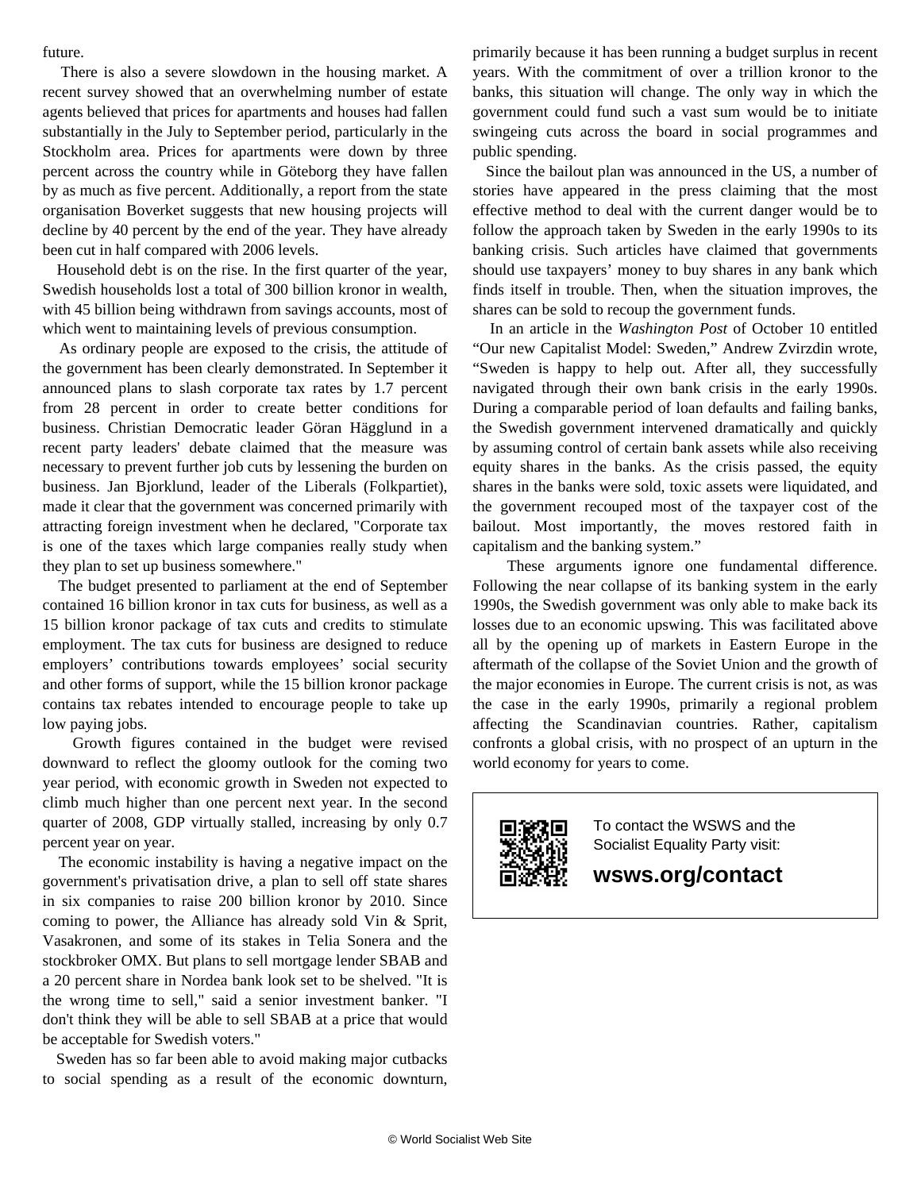future.

There is also a severe slowdown in the housing market. A recent survey showed that an overwhelming number of estate agents believed that prices for apartments and houses had fallen substantially in the July to September period, particularly in the Stockholm area. Prices for apartments were down by three percent across the country while in Göteborg they have fallen by as much as five percent. Additionally, a report from the state organisation Boverket suggests that new housing projects will decline by 40 percent by the end of the year. They have already been cut in half compared with 2006 levels.

Household debt is on the rise. In the first quarter of the year, Swedish households lost a total of 300 billion kronor in wealth, with 45 billion being withdrawn from savings accounts, most of which went to maintaining levels of previous consumption.

As ordinary people are exposed to the crisis, the attitude of the government has been clearly demonstrated. In September it announced plans to slash corporate tax rates by 1.7 percent from 28 percent in order to create better conditions for business. Christian Democratic leader Göran Hägglund in a recent party leaders' debate claimed that the measure was necessary to prevent further job cuts by lessening the burden on business. Jan Bjorklund, leader of the Liberals (Folkpartiet), made it clear that the government was concerned primarily with attracting foreign investment when he declared, "Corporate tax is one of the taxes which large companies really study when they plan to set up business somewhere."

The budget presented to parliament at the end of September contained 16 billion kronor in tax cuts for business, as well as a 15 billion kronor package of tax cuts and credits to stimulate employment. The tax cuts for business are designed to reduce employers' contributions towards employees' social security and other forms of support, while the 15 billion kronor package contains tax rebates intended to encourage people to take up low paying jobs.

Growth figures contained in the budget were revised downward to reflect the gloomy outlook for the coming two year period, with economic growth in Sweden not expected to climb much higher than one percent next year. In the second quarter of 2008, GDP virtually stalled, increasing by only 0.7 percent year on year.

The economic instability is having a negative impact on the government's privatisation drive, a plan to sell off state shares in six companies to raise 200 billion kronor by 2010. Since coming to power, the Alliance has already sold Vin & Sprit, Vasakronen, and some of its stakes in Telia Sonera and the stockbroker OMX. But plans to sell mortgage lender SBAB and a 20 percent share in Nordea bank look set to be shelved. "It is the wrong time to sell," said a senior investment banker. "I don't think they will be able to sell SBAB at a price that would be acceptable for Swedish voters."

Sweden has so far been able to avoid making major cutbacks to social spending as a result of the economic downturn, primarily because it has been running a budget surplus in recent years. With the commitment of over a trillion kronor to the banks, this situation will change. The only way in which the government could fund such a vast sum would be to initiate swingeing cuts across the board in social programmes and public spending.

Since the bailout plan was announced in the US, a number of stories have appeared in the press claiming that the most effective method to deal with the current danger would be to follow the approach taken by Sweden in the early 1990s to its banking crisis. Such articles have claimed that governments should use taxpayers' money to buy shares in any bank which finds itself in trouble. Then, when the situation improves, the shares can be sold to recoup the government funds.

In an article in the *Washington Post* of October 10 entitled "Our new Capitalist Model: Sweden," Andrew Zvirzdin wrote, "Sweden is happy to help out. After all, they successfully navigated through their own bank crisis in the early 1990s. During a comparable period of loan defaults and failing banks, the Swedish government intervened dramatically and quickly by assuming control of certain bank assets while also receiving equity shares in the banks. As the crisis passed, the equity shares in the banks were sold, toxic assets were liquidated, and the government recouped most of the taxpayer cost of the bailout. Most importantly, the moves restored faith in capitalism and the banking system."

These arguments ignore one fundamental difference. Following the near collapse of its banking system in the early 1990s, the Swedish government was only able to make back its losses due to an economic upswing. This was facilitated above all by the opening up of markets in Eastern Europe in the aftermath of the collapse of the Soviet Union and the growth of the major economies in Europe. The current crisis is not, as was the case in the early 1990s, primarily a regional problem affecting the Scandinavian countries. Rather, capitalism confronts a global crisis, with no prospect of an upturn in the world economy for years to come.

To contact the WSWS and the Socialist Equality Party visit:

**wsws.org/contact**